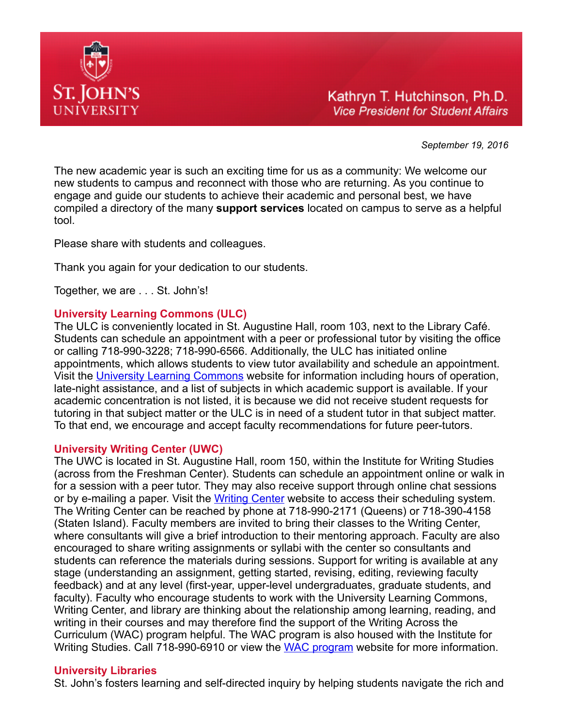ST. JOHN'S UNIVERSITY

Kathryn T. Hutchinson, Ph.D.
*Vice President for Student Affairs*

*September 19, 2016*

The new academic year is such an exciting time for us as a community: We welcome our new students to campus and reconnect with those who are returning. As you continue to engage and guide our students to achieve their academic and personal best, we have compiled a directory of the many **support services** located on campus to serve as a helpful tool.

Please share with students and colleagues.

Thank you again for your dedication to our students.

Together, we are . . . St. John's!

## University Learning Commons (ULC)

The ULC is conveniently located in St. Augustine Hall, room 103, next to the Library Café. Students can schedule an appointment with a peer or professional tutor by visiting the office or calling 718-990-3228; 718-990-6566. Additionally, the ULC has initiated online appointments, which allows students to view tutor availability and schedule an appointment. Visit the University Learning Commons website for information including hours of operation, late-night assistance, and a list of subjects in which academic support is available. If your academic concentration is not listed, it is because we did not receive student requests for tutoring in that subject matter or the ULC is in need of a student tutor in that subject matter. To that end, we encourage and accept faculty recommendations for future peer-tutors.

## University Writing Center (UWC)

The UWC is located in St. Augustine Hall, room 150, within the Institute for Writing Studies (across from the Freshman Center). Students can schedule an appointment online or walk in for a session with a peer tutor. They may also receive support through online chat sessions or by e-mailing a paper. Visit the Writing Center website to access their scheduling system. The Writing Center can be reached by phone at 718-990-2171 (Queens) or 718-390-4158 (Staten Island). Faculty members are invited to bring their classes to the Writing Center, where consultants will give a brief introduction to their mentoring approach. Faculty are also encouraged to share writing assignments or syllabi with the center so consultants and students can reference the materials during sessions. Support for writing is available at any stage (understanding an assignment, getting started, revising, editing, reviewing faculty feedback) and at any level (first-year, upper-level undergraduates, graduate students, and faculty). Faculty who encourage students to work with the University Learning Commons, Writing Center, and library are thinking about the relationship among learning, reading, and writing in their courses and may therefore find the support of the Writing Across the Curriculum (WAC) program helpful. The WAC program is also housed with the Institute for Writing Studies. Call 718-990-6910 or view the WAC program website for more information.

## University Libraries

St. John's fosters learning and self-directed inquiry by helping students navigate the rich and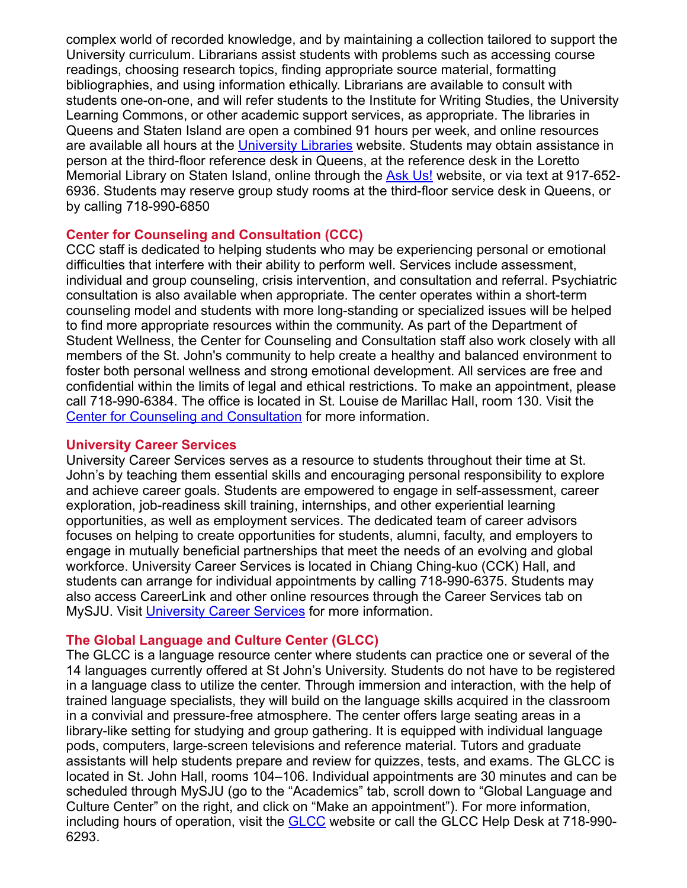complex world of recorded knowledge, and by maintaining a collection tailored to support the University curriculum. Librarians assist students with problems such as accessing course readings, choosing research topics, finding appropriate source material, formatting bibliographies, and using information ethically. Librarians are available to consult with students one-on-one, and will refer students to the Institute for Writing Studies, the University Learning Commons, or other academic support services, as appropriate. The libraries in Queens and Staten Island are open a combined 91 hours per week, and online resources are available all hours at the [University Libraries]() website. Students may obtain assistance in person at the third-floor reference desk in Queens, at the reference desk in the Loretto Memorial Library on Staten Island, online through the [Ask Us!]() website, or via text at 917-652-6936. Students may reserve group study rooms at the third-floor service desk in Queens, or by calling 718-990-6850

### Center for Counseling and Consultation (CCC)

CCC staff is dedicated to helping students who may be experiencing personal or emotional difficulties that interfere with their ability to perform well. Services include assessment, individual and group counseling, crisis intervention, and consultation and referral. Psychiatric consultation is also available when appropriate. The center operates within a short-term counseling model and students with more long-standing or specialized issues will be helped to find more appropriate resources within the community. As part of the Department of Student Wellness, the Center for Counseling and Consultation staff also work closely with all members of the St. John's community to help create a healthy and balanced environment to foster both personal wellness and strong emotional development. All services are free and confidential within the limits of legal and ethical restrictions. To make an appointment, please call 718-990-6384. The office is located in St. Louise de Marillac Hall, room 130. Visit the [Center for Counseling and Consultation]() for more information.

### University Career Services

University Career Services serves as a resource to students throughout their time at St. John's by teaching them essential skills and encouraging personal responsibility to explore and achieve career goals. Students are empowered to engage in self-assessment, career exploration, job-readiness skill training, internships, and other experiential learning opportunities, as well as employment services. The dedicated team of career advisors focuses on helping to create opportunities for students, alumni, faculty, and employers to engage in mutually beneficial partnerships that meet the needs of an evolving and global workforce. University Career Services is located in Chiang Ching-kuo (CCK) Hall, and students can arrange for individual appointments by calling 718-990-6375. Students may also access CareerLink and other online resources through the Career Services tab on MySJU. Visit [University Career Services]() for more information.

### The Global Language and Culture Center (GLCC)

The GLCC is a language resource center where students can practice one or several of the 14 languages currently offered at St John's University. Students do not have to be registered in a language class to utilize the center. Through immersion and interaction, with the help of trained language specialists, they will build on the language skills acquired in the classroom in a convivial and pressure-free atmosphere. The center offers large seating areas in a library-like setting for studying and group gathering. It is equipped with individual language pods, computers, large-screen televisions and reference material. Tutors and graduate assistants will help students prepare and review for quizzes, tests, and exams. The GLCC is located in St. John Hall, rooms 104–106. Individual appointments are 30 minutes and can be scheduled through MySJU (go to the "Academics" tab, scroll down to "Global Language and Culture Center" on the right, and click on "Make an appointment"). For more information, including hours of operation, visit the [GLCC]() website or call the GLCC Help Desk at 718-990-6293.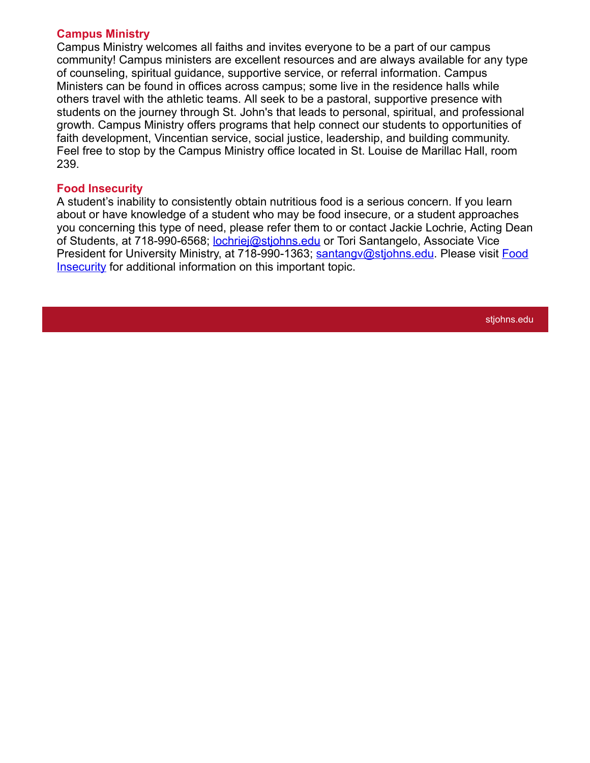## Campus Ministry

Campus Ministry welcomes all faiths and invites everyone to be a part of our campus community! Campus ministers are excellent resources and are always available for any type of counseling, spiritual guidance, supportive service, or referral information. Campus Ministers can be found in offices across campus; some live in the residence halls while others travel with the athletic teams. All seek to be a pastoral, supportive presence with students on the journey through St. John's that leads to personal, spiritual, and professional growth. Campus Ministry offers programs that help connect our students to opportunities of faith development, Vincentian service, social justice, leadership, and building community. Feel free to stop by the Campus Ministry office located in St. Louise de Marillac Hall, room 239.

## Food Insecurity

A student's inability to consistently obtain nutritious food is a serious concern. If you learn about or have knowledge of a student who may be food insecure, or a student approaches you concerning this type of need, please refer them to or contact Jackie Lochrie, Acting Dean of Students, at 718-990-6568; lochriej@stjohns.edu or Tori Santangelo, Associate Vice President for University Ministry, at 718-990-1363; santangv@stjohns.edu. Please visit Food Insecurity for additional information on this important topic.